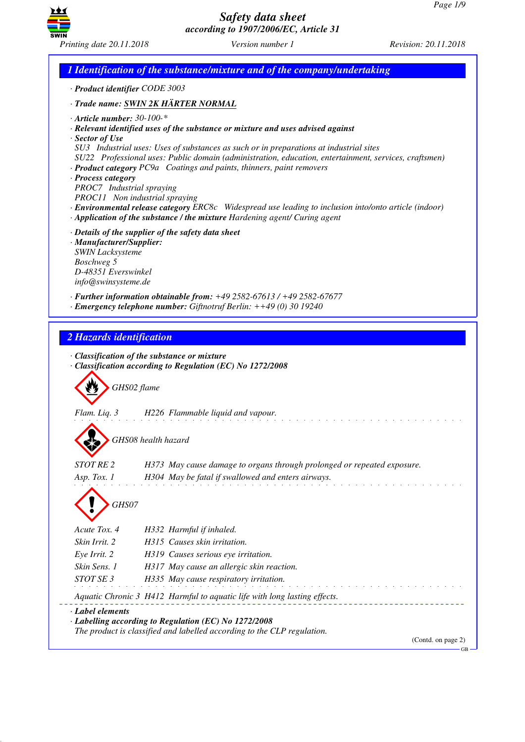# Safety data sheet
*according to 1907/2006/EC, Article 31*

Printing date 20.11.2018 | Version number 1 | Revision: 20.11.2018

## 1 Identification of the substance/mixture and of the company/undertaking

· **Product identifier** CODE 3003

· **Trade name: SWIN 2K HÄRTER NORMAL**

· **Article number:** 30-100-*
· **Relevant identified uses of the substance or mixture and uses advised against**
· **Sector of Use**
SU3 Industrial uses: Uses of substances as such or in preparations at industrial sites
SU22 Professional uses: Public domain (administration, education, entertainment, services, craftsmen)
· **Product category** PC9a Coatings and paints, thinners, paint removers
· **Process category**
PROC7 Industrial spraying
PROC11 Non industrial spraying
· **Environmental release category** ERC8c Widespread use leading to inclusion into/onto article (indoor)
· **Application of the substance / the mixture** Hardening agent/ Curing agent

· **Details of the supplier of the safety data sheet**
· **Manufacturer/Supplier:**
SWIN Lacksysteme
Boschweg 5
D-48351 Everswinkel
info@swinsysteme.de

· **Further information obtainable from:** +49 2582-67613 / +49 2582-67677
· **Emergency telephone number:** Giftnotruf Berlin: ++49 (0) 30 19240

## 2 Hazards identification

· **Classification of the substance or mixture**
· **Classification according to Regulation (EC) No 1272/2008**

GHS02 flame

Flam. Liq. 3 H226 Flammable liquid and vapour.

GHS08 health hazard

STOT RE 2 H373 May cause damage to organs through prolonged or repeated exposure.
Asp. Tox. 1 H304 May be fatal if swallowed and enters airways.

GHS07

Acute Tox. 4 H332 Harmful if inhaled.
Skin Irrit. 2 H315 Causes skin irritation.
Eye Irrit. 2 H319 Causes serious eye irritation.
Skin Sens. 1 H317 May cause an allergic skin reaction.
STOT SE 3 H335 May cause respiratory irritation.

Aquatic Chronic 3 H412 Harmful to aquatic life with long lasting effects.

· **Label elements**
· **Labelling according to Regulation (EC) No 1272/2008**
The product is classified and labelled according to the CLP regulation.

(Contd. on page 2)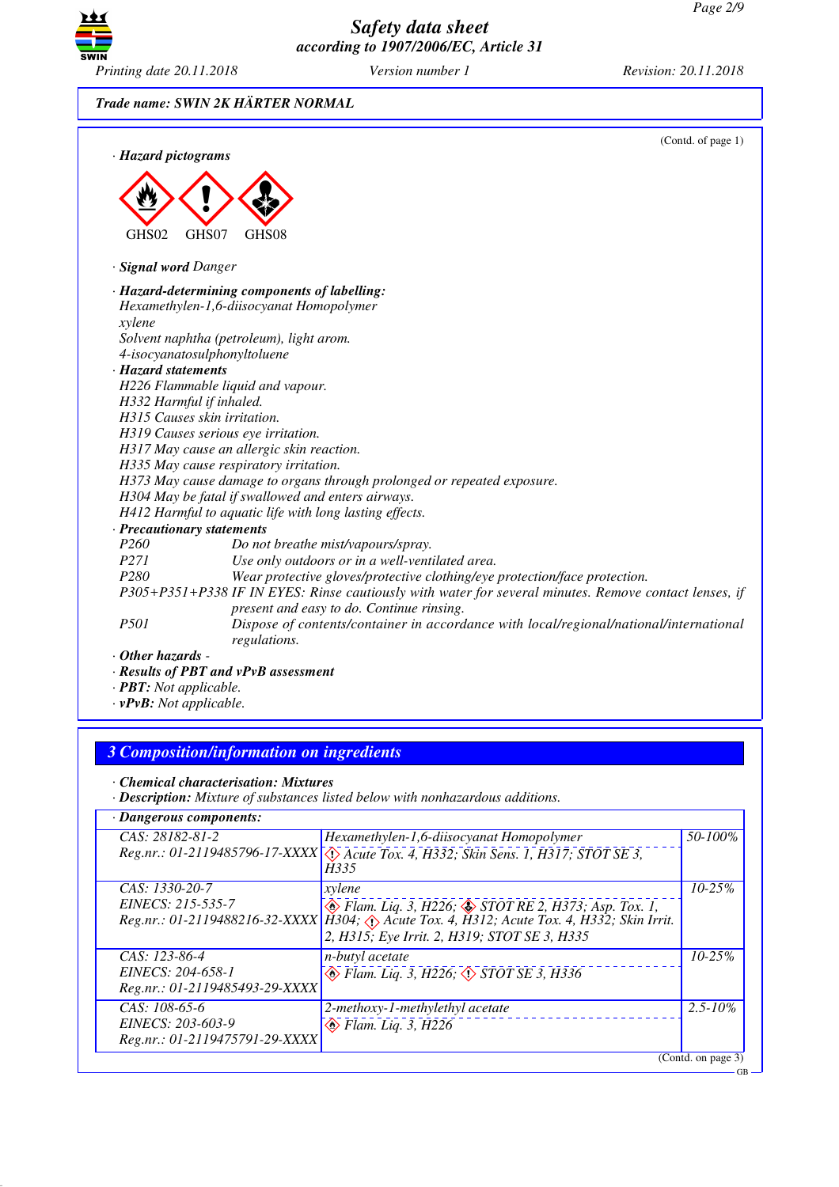Trade name: SWIN 2K HÄRTER NORMAL

(Contd. of page 1)

· **Hazard pictograms**

GHS02 GHS07 GHS08

· **Signal word** Danger

· **Hazard-determining components of labelling:**
Hexamethylen-1,6-diisocyanat Homopolymer
xylene
Solvent naphtha (petroleum), light arom.
4-isocyanatosulphonyltoluene

· **Hazard statements**
H226 Flammable liquid and vapour.
H332 Harmful if inhaled.
H315 Causes skin irritation.
H319 Causes serious eye irritation.
H317 May cause an allergic skin reaction.
H335 May cause respiratory irritation.
H373 May cause damage to organs through prolonged or repeated exposure.
H304 May be fatal if swallowed and enters airways.
H412 Harmful to aquatic life with long lasting effects.

· **Precautionary statements**
P260 Do not breathe mist/vapours/spray.
P271 Use only outdoors or in a well-ventilated area.
P280 Wear protective gloves/protective clothing/eye protection/face protection.
P305+P351+P338 IF IN EYES: Rinse cautiously with water for several minutes. Remove contact lenses, if present and easy to do. Continue rinsing.
P501 Dispose of contents/container in accordance with local/regional/national/international regulations.

· **Other hazards** -

· **Results of PBT and vPvB assessment**
· **PBT:** Not applicable.
· **vPvB:** Not applicable.

## 3 Composition/information on ingredients

· **Chemical characterisation: Mixtures**
· **Description:** Mixture of substances listed below with nonhazardous additions.

· **Dangerous components:**

| Identifiers | Name / Classification | Concentration |
|---|---|---|
| CAS: 28182-81-2<br>Reg.nr.: 01-2119485796-17-XXXX | Hexamethylen-1,6-diisocyanat Homopolymer<br>Acute Tox. 4, H332; Skin Sens. 1, H317; STOT SE 3, H335 | 50-100% |
| CAS: 1330-20-7<br>EINECS: 215-535-7<br>Reg.nr.: 01-2119488216-32-XXXX | xylene<br>Flam. Liq. 3, H226; STOT RE 2, H373; Asp. Tox. 1, H304; Acute Tox. 4, H312; Acute Tox. 4, H332; Skin Irrit. 2, H315; Eye Irrit. 2, H319; STOT SE 3, H335 | 10-25% |
| CAS: 123-86-4<br>EINECS: 204-658-1<br>Reg.nr.: 01-2119485493-29-XXXX | n-butyl acetate<br>Flam. Liq. 3, H226; STOT SE 3, H336 | 10-25% |
| CAS: 108-65-6<br>EINECS: 203-603-9<br>Reg.nr.: 01-2119475791-29-XXXX | 2-methoxy-1-methylethyl acetate<br>Flam. Liq. 3, H226 | 2.5-10% |

(Contd. on page 3)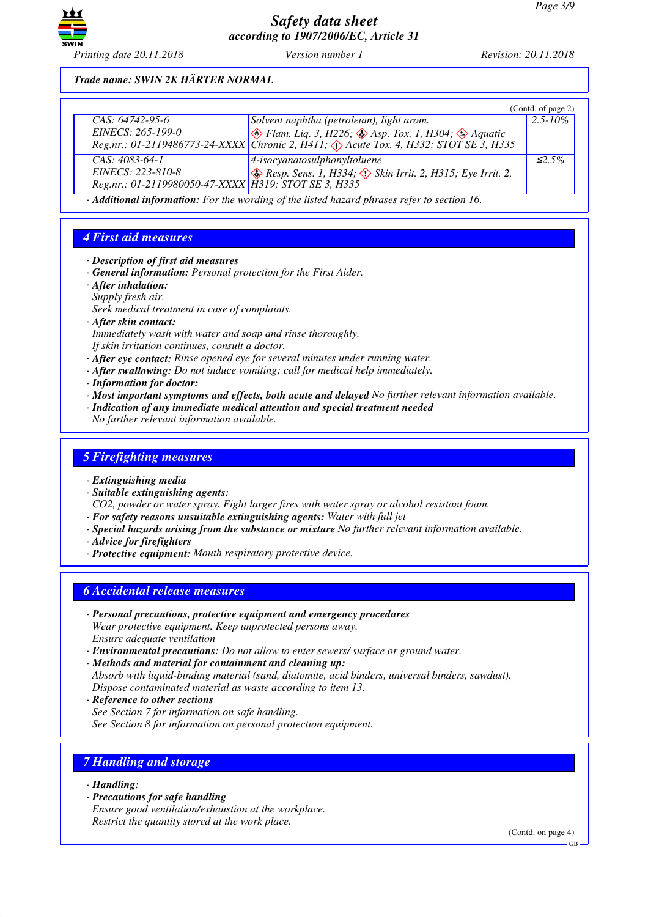Trade name: SWIN 2K HÄRTER NORMAL

(Contd. of page 2)

| | | |
|---|---|---|
| CAS: 64742-95-6<br>EINECS: 265-199-0<br>Reg.nr.: 01-2119486773-24-XXXX | Solvent naphtha (petroleum), light arom.<br>Flam. Liq. 3, H226; Asp. Tox. 1, H304; Aquatic Chronic 2, H411; Acute Tox. 4, H332; STOT SE 3, H335 | 2.5-10% |
| CAS: 4083-64-1<br>EINECS: 223-810-8<br>Reg.nr.: 01-2119980050-47-XXXX | 4-isocyanatosulphonyltoluene<br>Resp. Sens. 1, H334; Skin Irrit. 2, H315; Eye Irrit. 2, H319; STOT SE 3, H335 | ≤2.5% |

· **Additional information:** For the wording of the listed hazard phrases refer to section 16.

## 4 First aid measures

· **Description of first aid measures**
· **General information:** Personal protection for the First Aider.
· **After inhalation:**
Supply fresh air.
Seek medical treatment in case of complaints.
· **After skin contact:**
Immediately wash with water and soap and rinse thoroughly.
If skin irritation continues, consult a doctor.
· **After eye contact:** Rinse opened eye for several minutes under running water.
· **After swallowing:** Do not induce vomiting; call for medical help immediately.
· **Information for doctor:**
· **Most important symptoms and effects, both acute and delayed** No further relevant information available.
· **Indication of any immediate medical attention and special treatment needed**
No further relevant information available.

## 5 Firefighting measures

· **Extinguishing media**
· **Suitable extinguishing agents:**
CO2, powder or water spray. Fight larger fires with water spray or alcohol resistant foam.
· **For safety reasons unsuitable extinguishing agents:** Water with full jet
· **Special hazards arising from the substance or mixture** No further relevant information available.
· **Advice for firefighters**
· **Protective equipment:** Mouth respiratory protective device.

## 6 Accidental release measures

· **Personal precautions, protective equipment and emergency procedures**
Wear protective equipment. Keep unprotected persons away.
Ensure adequate ventilation
· **Environmental precautions:** Do not allow to enter sewers/ surface or ground water.
· **Methods and material for containment and cleaning up:**
Absorb with liquid-binding material (sand, diatomite, acid binders, universal binders, sawdust).
Dispose contaminated material as waste according to item 13.
· **Reference to other sections**
See Section 7 for information on safe handling.
See Section 8 for information on personal protection equipment.

## 7 Handling and storage

· **Handling:**
· **Precautions for safe handling**
Ensure good ventilation/exhaustion at the workplace.
Restrict the quantity stored at the work place.

(Contd. on page 4)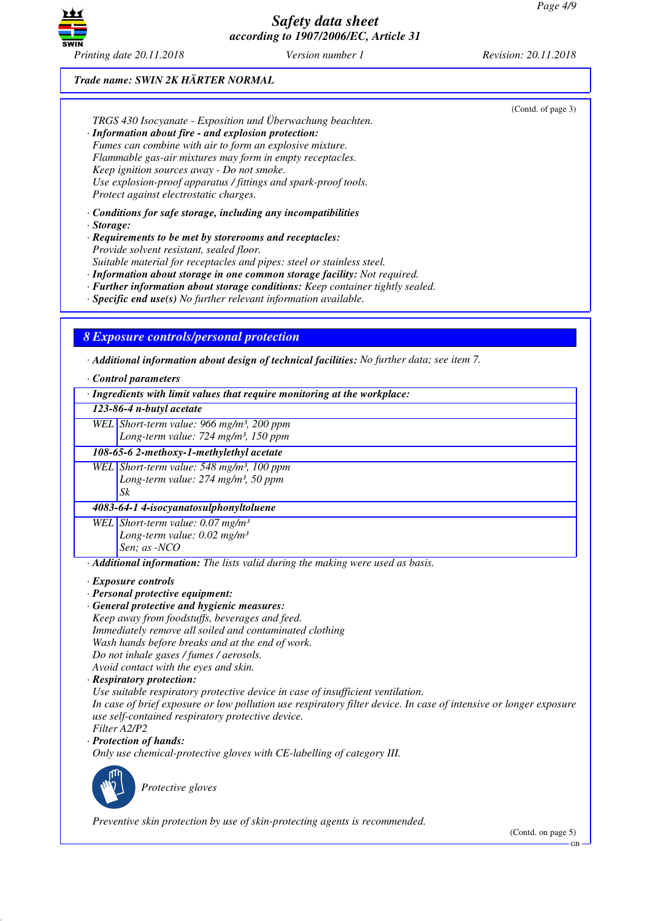**Trade name: SWIN 2K HÄRTER NORMAL**

(Contd. of page 3)

TRGS 430 Isocyanate - Exposition und Überwachung beachten.

· **Information about fire - and explosion protection:**
Fumes can combine with air to form an explosive mixture.
Flammable gas-air mixtures may form in empty receptacles.
Keep ignition sources away - Do not smoke.
Use explosion-proof apparatus / fittings and spark-proof tools.
Protect against electrostatic charges.

· **Conditions for safe storage, including any incompatibilities**
· **Storage:**
· **Requirements to be met by storerooms and receptacles:**
Provide solvent resistant, sealed floor.
Suitable material for receptacles and pipes: steel or stainless steel.
· **Information about storage in one common storage facility:** Not required.
· **Further information about storage conditions:** Keep container tightly sealed.
· **Specific end use(s)** No further relevant information available.

## 8 Exposure controls/personal protection

· **Additional information about design of technical facilities:** No further data; see item 7.

· **Control parameters**

| · Ingredients with limit values that require monitoring at the workplace: | |
|---|---|
| **123-86-4 n-butyl acetate** | |
| WEL | Short-term value: 966 mg/m³, 200 ppm<br>Long-term value: 724 mg/m³, 150 ppm |
| **108-65-6 2-methoxy-1-methylethyl acetate** | |
| WEL | Short-term value: 548 mg/m³, 100 ppm<br>Long-term value: 274 mg/m³, 50 ppm<br>Sk |
| **4083-64-1 4-isocyanatosulphonyltoluene** | |
| WEL | Short-term value: 0.07 mg/m³<br>Long-term value: 0.02 mg/m³<br>Sen; as -NCO |

· **Additional information:** The lists valid during the making were used as basis.

· **Exposure controls**
· **Personal protective equipment:**
· **General protective and hygienic measures:**
Keep away from foodstuffs, beverages and feed.
Immediately remove all soiled and contaminated clothing
Wash hands before breaks and at the end of work.
Do not inhale gases / fumes / aerosols.
Avoid contact with the eyes and skin.
· **Respiratory protection:**
Use suitable respiratory protective device in case of insufficient ventilation.
In case of brief exposure or low pollution use respiratory filter device. In case of intensive or longer exposure use self-contained respiratory protective device.
Filter A2/P2
· **Protection of hands:**
Only use chemical-protective gloves with CE-labelling of category III.

Protective gloves

Preventive skin protection by use of skin-protecting agents is recommended.

(Contd. on page 5)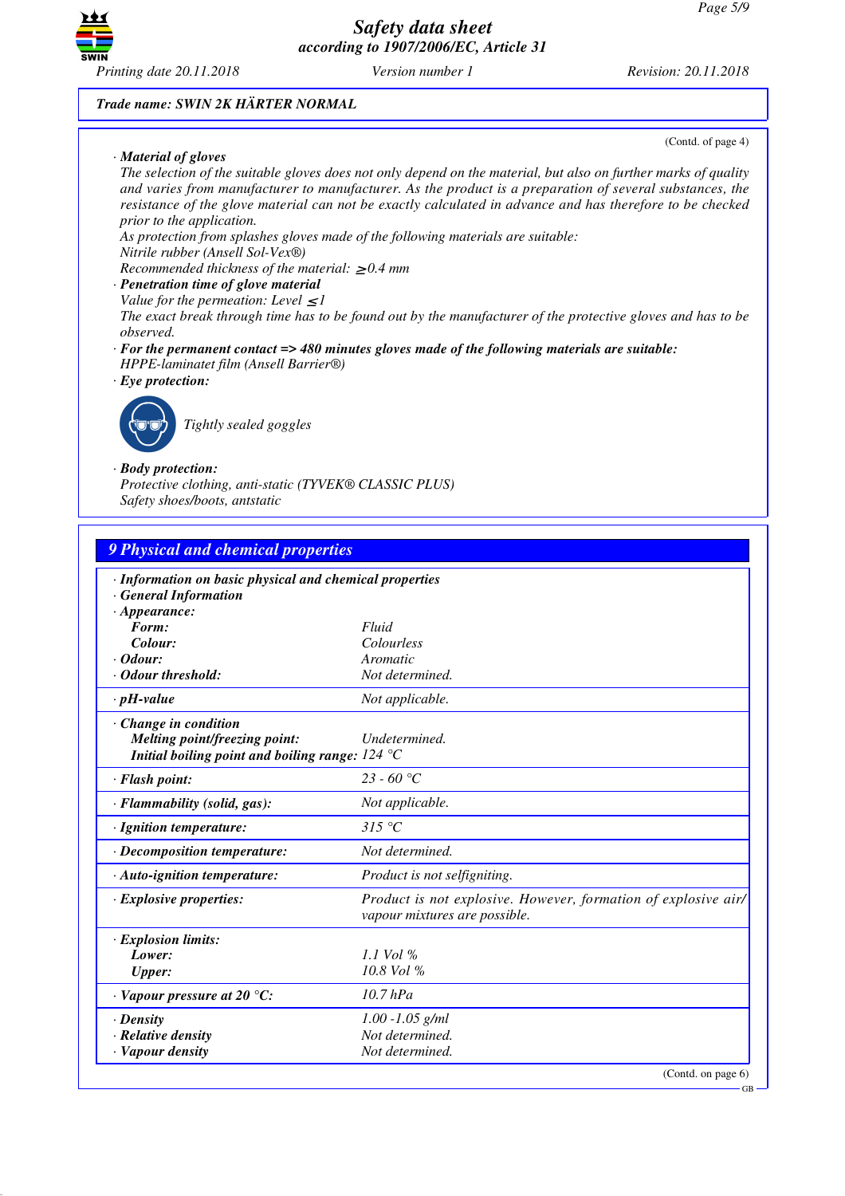Trade name: SWIN 2K HÄRTER NORMAL

(Contd. of page 4)

· **Material of gloves**
The selection of the suitable gloves does not only depend on the material, but also on further marks of quality and varies from manufacturer to manufacturer. As the product is a preparation of several substances, the resistance of the glove material can not be exactly calculated in advance and has therefore to be checked prior to the application.
As protection from splashes gloves made of the following materials are suitable:
Nitrile rubber (Ansell Sol-Vex®)
Recommended thickness of the material: $\geq$0.4 mm

· **Penetration time of glove material**
Value for the permeation: Level $\leq$1
The exact break through time has to be found out by the manufacturer of the protective gloves and has to be observed.

· **For the permanent contact => 480 minutes gloves made of the following materials are suitable:**
HPPE-laminatet film (Ansell Barrier®)

· **Eye protection:**

Tightly sealed goggles

· **Body protection:**
Protective clothing, anti-static (TYVEK® CLASSIC PLUS)
Safety shoes/boots, antstatic

## 9 Physical and chemical properties

| · **Information on basic physical and chemical properties** | |
|---|---|
| · **General Information** | |
| · **Appearance:** | |
| **Form:** | Fluid |
| **Colour:** | Colourless |
| · **Odour:** | Aromatic |
| · **Odour threshold:** | Not determined. |
| · **pH-value** | Not applicable. |
| · **Change in condition** | |
| **Melting point/freezing point:** | Undetermined. |
| **Initial boiling point and boiling range:** | 124 °C |
| · **Flash point:** | 23 - 60 °C |
| · **Flammability (solid, gas):** | Not applicable. |
| · **Ignition temperature:** | 315 °C |
| · **Decomposition temperature:** | Not determined. |
| · **Auto-ignition temperature:** | Product is not selfigniting. |
| · **Explosive properties:** | Product is not explosive. However, formation of explosive air/vapour mixtures are possible. |
| · **Explosion limits:** | |
| **Lower:** | 1.1 Vol % |
| **Upper:** | 10.8 Vol % |
| · **Vapour pressure at 20 °C:** | 10.7 hPa |
| · **Density** | 1.00 -1.05 g/ml |
| · **Relative density** | Not determined. |
| · **Vapour density** | Not determined. |

(Contd. on page 6)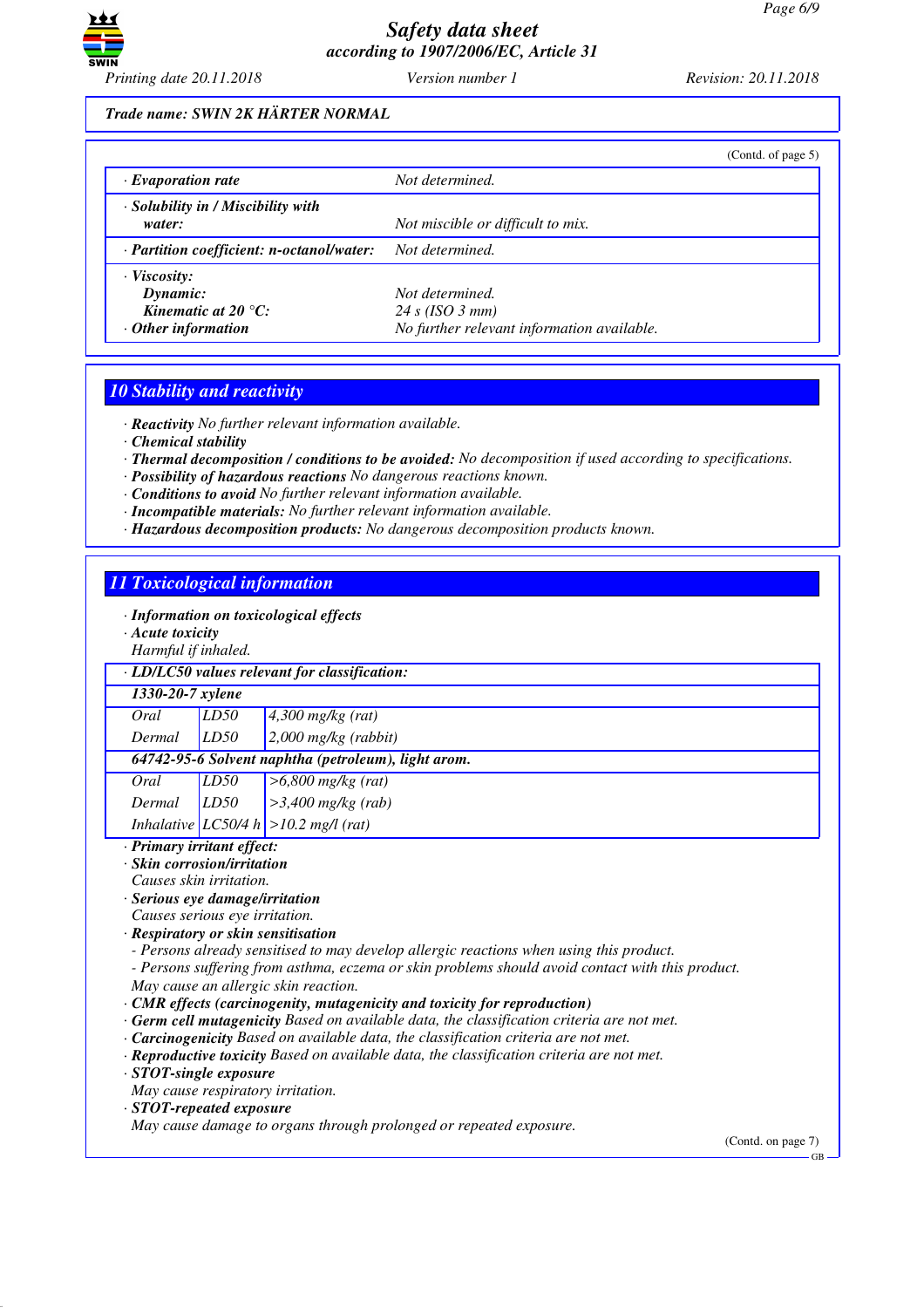**Trade name: SWIN 2K HÄRTER NORMAL**

(Contd. of page 5)

| | |
|---|---|
| · **Evaporation rate** | Not determined. |
| · **Solubility in / Miscibility with water:** | Not miscible or difficult to mix. |
| · **Partition coefficient: n-octanol/water:** | Not determined. |
| · **Viscosity:** | |
| **Dynamic:** | Not determined. |
| **Kinematic at 20 °C:** | 24 s (ISO 3 mm) |
| · **Other information** | No further relevant information available. |

## 10 Stability and reactivity

· **Reactivity** No further relevant information available.
· **Chemical stability**
· **Thermal decomposition / conditions to be avoided:** No decomposition if used according to specifications.
· **Possibility of hazardous reactions** No dangerous reactions known.
· **Conditions to avoid** No further relevant information available.
· **Incompatible materials:** No further relevant information available.
· **Hazardous decomposition products:** No dangerous decomposition products known.

## 11 Toxicological information

· **Information on toxicological effects**
· **Acute toxicity**
Harmful if inhaled.

| · **LD/LC50 values relevant for classification:** | | |
|---|---|---|
| **1330-20-7 xylene** | | |
| Oral | LD50 | 4,300 mg/kg (rat) |
| Dermal | LD50 | 2,000 mg/kg (rabbit) |
| **64742-95-6 Solvent naphtha (petroleum), light arom.** | | |
| Oral | LD50 | >6,800 mg/kg (rat) |
| Dermal | LD50 | >3,400 mg/kg (rab) |
| Inhalative | LC50/4 h | >10.2 mg/l (rat) |

· **Primary irritant effect:**
· **Skin corrosion/irritation**
Causes skin irritation.
· **Serious eye damage/irritation**
Causes serious eye irritation.
· **Respiratory or skin sensitisation**
- Persons already sensitised to may develop allergic reactions when using this product.
- Persons suffering from asthma, eczema or skin problems should avoid contact with this product.
May cause an allergic skin reaction.
· **CMR effects (carcinogenity, mutagenicity and toxicity for reproduction)**
· **Germ cell mutagenicity** Based on available data, the classification criteria are not met.
· **Carcinogenicity** Based on available data, the classification criteria are not met.
· **Reproductive toxicity** Based on available data, the classification criteria are not met.
· **STOT-single exposure**
May cause respiratory irritation.
· **STOT-repeated exposure**
May cause damage to organs through prolonged or repeated exposure.

(Contd. on page 7)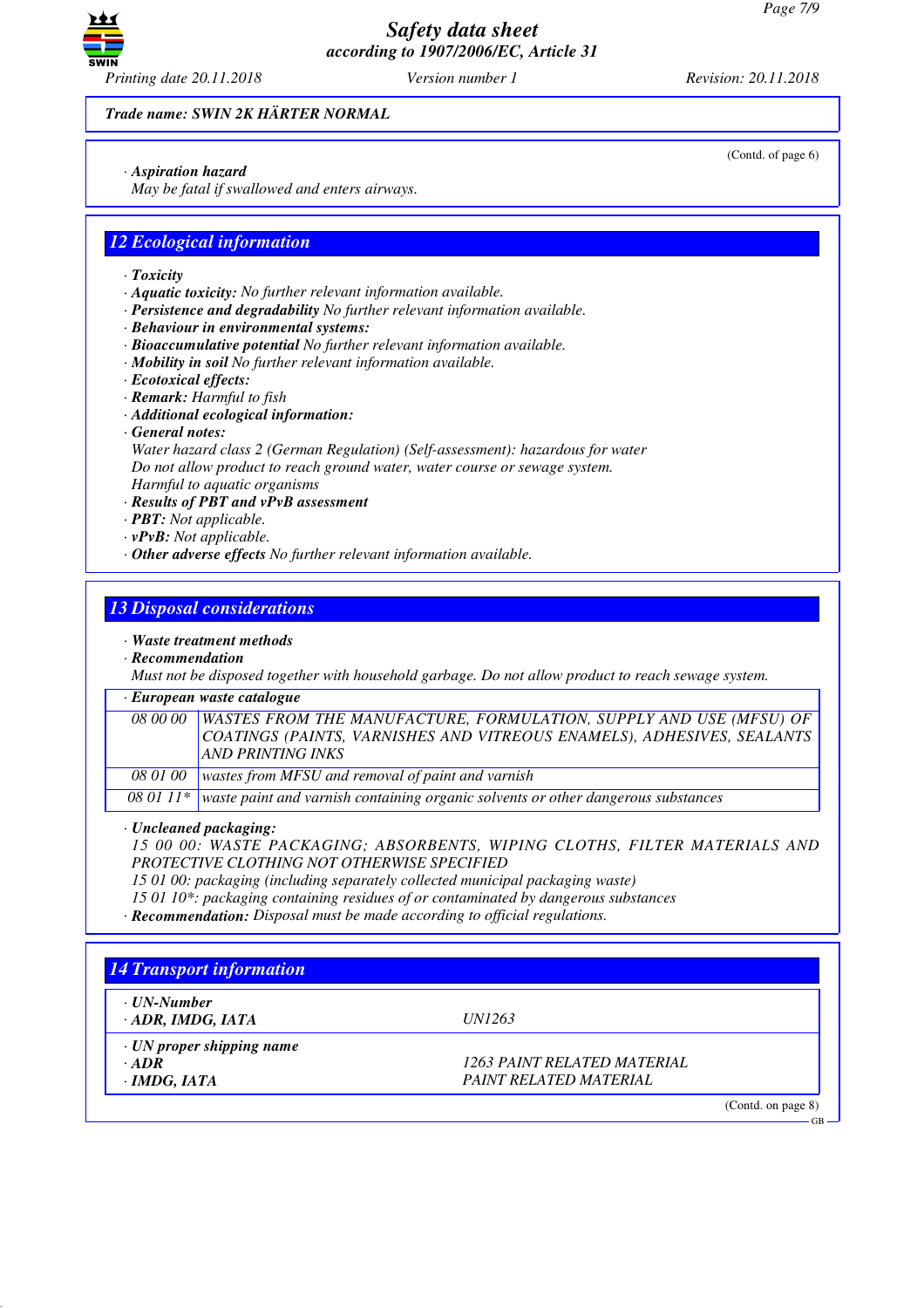Trade name: SWIN 2K HÄRTER NORMAL

(Contd. of page 6)

· *Aspiration hazard*
May be fatal if swallowed and enters airways.

## 12 Ecological information

· **Toxicity**
· **Aquatic toxicity:** No further relevant information available.
· **Persistence and degradability** No further relevant information available.
· **Behaviour in environmental systems:**
· **Bioaccumulative potential** No further relevant information available.
· **Mobility in soil** No further relevant information available.
· **Ecotoxical effects:**
· **Remark:** Harmful to fish
· **Additional ecological information:**
· **General notes:**
Water hazard class 2 (German Regulation) (Self-assessment): hazardous for water
Do not allow product to reach ground water, water course or sewage system.
Harmful to aquatic organisms
· **Results of PBT and vPvB assessment**
· **PBT:** Not applicable.
· **vPvB:** Not applicable.
· **Other adverse effects** No further relevant information available.

## 13 Disposal considerations

· **Waste treatment methods**
· **Recommendation**
Must not be disposed together with household garbage. Do not allow product to reach sewage system.

| · European waste catalogue | |
|---|---|
| 08 00 00 | WASTES FROM THE MANUFACTURE, FORMULATION, SUPPLY AND USE (MFSU) OF COATINGS (PAINTS, VARNISHES AND VITREOUS ENAMELS), ADHESIVES, SEALANTS AND PRINTING INKS |
| 08 01 00 | wastes from MFSU and removal of paint and varnish |
| 08 01 11* | waste paint and varnish containing organic solvents or other dangerous substances |

· **Uncleaned packaging:**
15 00 00: WASTE PACKAGING; ABSORBENTS, WIPING CLOTHS, FILTER MATERIALS AND PROTECTIVE CLOTHING NOT OTHERWISE SPECIFIED
15 01 00: packaging (including separately collected municipal packaging waste)
15 01 10*: packaging containing residues of or contaminated by dangerous substances
· **Recommendation:** Disposal must be made according to official regulations.

## 14 Transport information

| | |
|---|---|
| · **UN-Number** | |
| · **ADR, IMDG, IATA** | UN1263 |
| · **UN proper shipping name** | |
| · **ADR** | 1263 PAINT RELATED MATERIAL |
| · **IMDG, IATA** | PAINT RELATED MATERIAL |

(Contd. on page 8)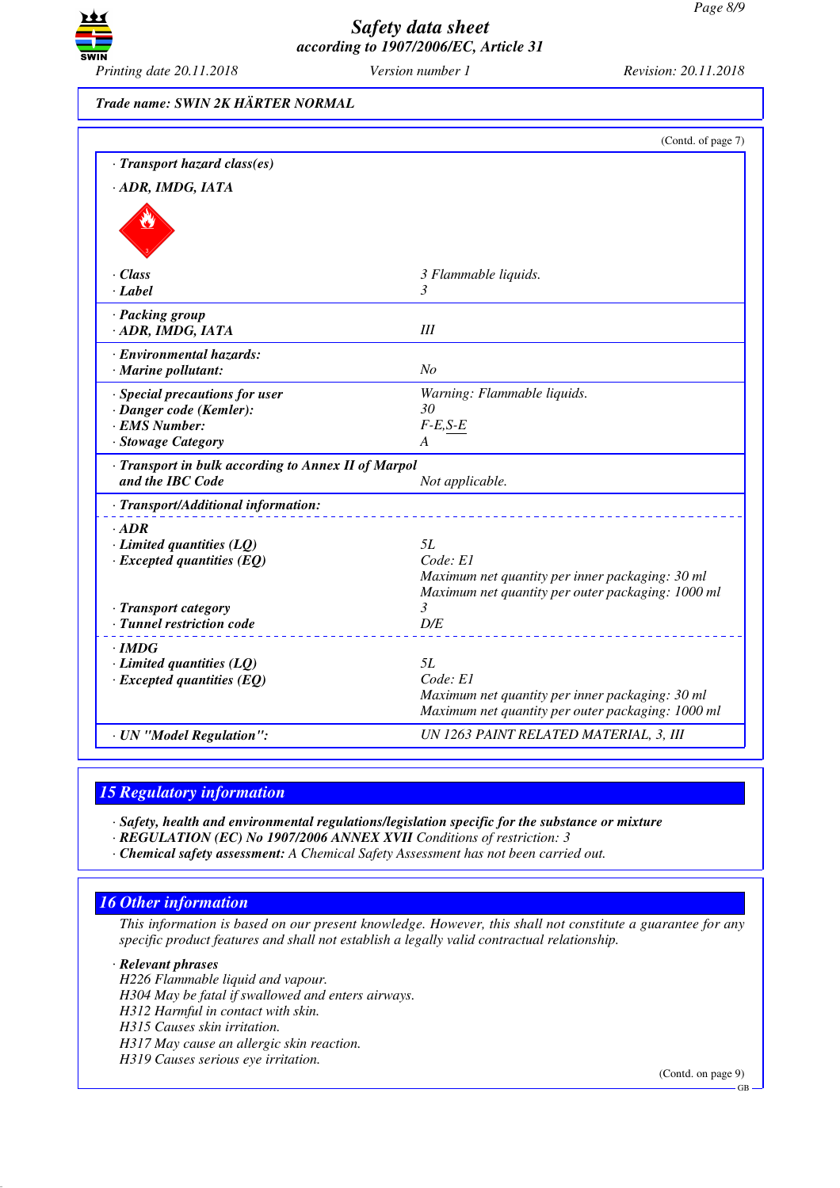Trade name: SWIN 2K HÄRTER NORMAL

(Contd. of page 7)

| | |
|---|---|
| · **Transport hazard class(es)** | |
| · **ADR, IMDG, IATA** | |
| · **Class** | 3 Flammable liquids. |
| · **Label** | 3 |
| · **Packing group** | |
| · **ADR, IMDG, IATA** | III |
| · **Environmental hazards:** | |
| · **Marine pollutant:** | No |
| · **Special precautions for user** | Warning: Flammable liquids. |
| · **Danger code (Kemler):** | 30 |
| · **EMS Number:** | F-E,S-E |
| · **Stowage Category** | A |
| · **Transport in bulk according to Annex II of Marpol and the IBC Code** | Not applicable. |
| · **Transport/Additional information:** | |
| · **ADR** | |
| · **Limited quantities (LQ)** | 5L |
| · **Excepted quantities (EQ)** | Code: E1<br>Maximum net quantity per inner packaging: 30 ml<br>Maximum net quantity per outer packaging: 1000 ml |
| · **Transport category** | 3 |
| · **Tunnel restriction code** | D/E |
| · **IMDG** | |
| · **Limited quantities (LQ)** | 5L |
| · **Excepted quantities (EQ)** | Code: E1<br>Maximum net quantity per inner packaging: 30 ml<br>Maximum net quantity per outer packaging: 1000 ml |
| · **UN "Model Regulation":** | UN 1263 PAINT RELATED MATERIAL, 3, III |

## 15 Regulatory information

· **Safety, health and environmental regulations/legislation specific for the substance or mixture**
· **REGULATION (EC) No 1907/2006 ANNEX XVII** Conditions of restriction: 3
· **Chemical safety assessment:** A Chemical Safety Assessment has not been carried out.

## 16 Other information

This information is based on our present knowledge. However, this shall not constitute a guarantee for any specific product features and shall not establish a legally valid contractual relationship.

· **Relevant phrases**
H226 Flammable liquid and vapour.
H304 May be fatal if swallowed and enters airways.
H312 Harmful in contact with skin.
H315 Causes skin irritation.
H317 May cause an allergic skin reaction.
H319 Causes serious eye irritation.

(Contd. on page 9)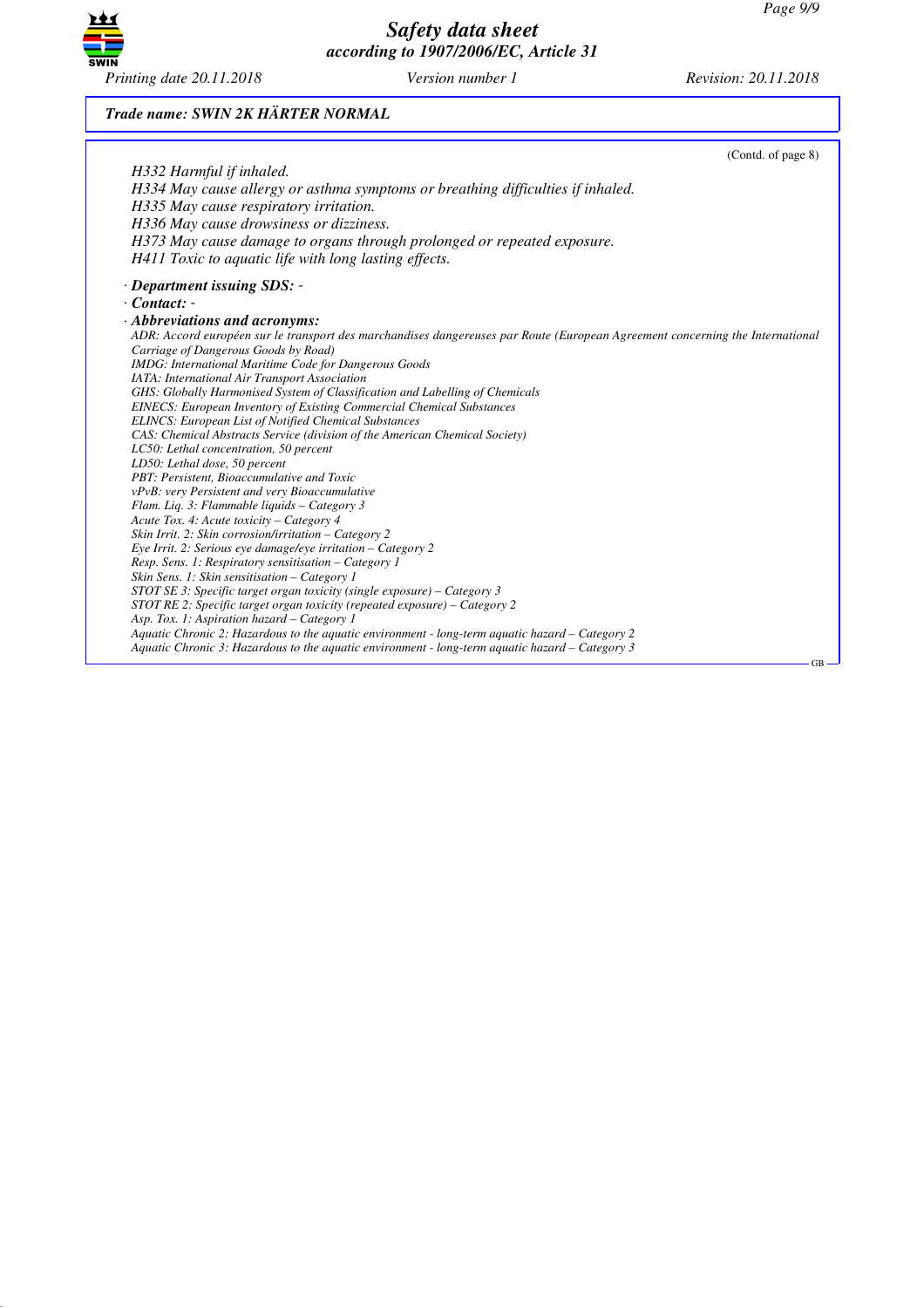*(Contd. of page 8)*

*H332 Harmful if inhaled.*
*H334 May cause allergy or asthma symptoms or breathing difficulties if inhaled.*
*H335 May cause respiratory irritation.*
*H336 May cause drowsiness or dizziness.*
*H373 May cause damage to organs through prolonged or repeated exposure.*
*H411 Toxic to aquatic life with long lasting effects.*

· ***Department issuing SDS:*** -

· ***Contact:*** -

· ***Abbreviations and acronyms:***

*ADR: Accord européen sur le transport des marchandises dangereuses par Route (European Agreement concerning the International Carriage of Dangerous Goods by Road)*
*IMDG: International Maritime Code for Dangerous Goods*
*IATA: International Air Transport Association*
*GHS: Globally Harmonised System of Classification and Labelling of Chemicals*
*EINECS: European Inventory of Existing Commercial Chemical Substances*
*ELINCS: European List of Notified Chemical Substances*
*CAS: Chemical Abstracts Service (division of the American Chemical Society)*
*LC50: Lethal concentration, 50 percent*
*LD50: Lethal dose, 50 percent*
*PBT: Persistent, Bioaccumulative and Toxic*
*vPvB: very Persistent and very Bioaccumulative*
*Flam. Liq. 3: Flammable liquids – Category 3*
*Acute Tox. 4: Acute toxicity – Category 4*
*Skin Irrit. 2: Skin corrosion/irritation – Category 2*
*Eye Irrit. 2: Serious eye damage/eye irritation – Category 2*
*Resp. Sens. 1: Respiratory sensitisation – Category 1*
*Skin Sens. 1: Skin sensitisation – Category 1*
*STOT SE 3: Specific target organ toxicity (single exposure) – Category 3*
*STOT RE 2: Specific target organ toxicity (repeated exposure) – Category 2*
*Asp. Tox. 1: Aspiration hazard – Category 1*
*Aquatic Chronic 2: Hazardous to the aquatic environment - long-term aquatic hazard – Category 2*
*Aquatic Chronic 3: Hazardous to the aquatic environment - long-term aquatic hazard – Category 3*